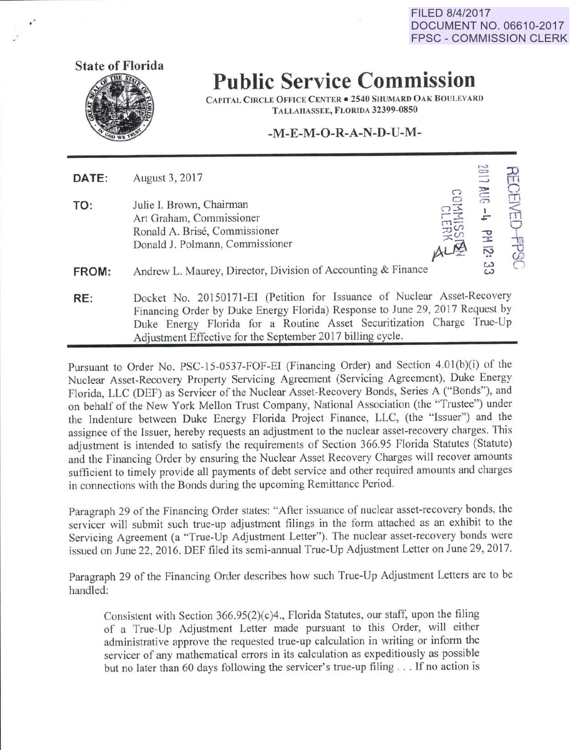FILED 8/4/2017
DOCUMENT NO. 06610-2017
FPSC - COMMISSION CLERK

**State of Florida**

# Public Service Commission

CAPITAL CIRCLE OFFICE CENTER • 2540 SHUMARD OAK BOULEVARD
TALLAHASSEE, FLORIDA 32399-0850

**-M-E-M-O-R-A-N-D-U-M-**

RECEIVED-FPSC
2017 AUG -4 PM 12:33
COMMISSION CLERK

**DATE:** August 3, 2017

**TO:** Julie I. Brown, Chairman
Art Graham, Commissioner
Ronald A. Brisé, Commissioner
Donald J. Polmann, Commissioner

**FROM:** Andrew L. Maurey, Director, Division of Accounting & Finance

**RE:** Docket No. 20150171-EI (Petition for Issuance of Nuclear Asset-Recovery Financing Order by Duke Energy Florida) Response to June 29, 2017 Request by Duke Energy Florida for a Routine Asset Securitization Charge True-Up Adjustment Effective for the September 2017 billing cycle.

---

Pursuant to Order No. PSC-15-0537-FOF-EI (Financing Order) and Section 4.01(b)(i) of the Nuclear Asset-Recovery Property Servicing Agreement (Servicing Agreement), Duke Energy Florida, LLC (DEF) as Servicer of the Nuclear Asset-Recovery Bonds, Series A ("Bonds"), and on behalf of the New York Mellon Trust Company, National Association (the "Trustee") under the Indenture between Duke Energy Florida Project Finance, LLC, (the "Issuer") and the assignee of the Issuer, hereby requests an adjustment to the nuclear asset-recovery charges. This adjustment is intended to satisfy the requirements of Section 366.95 Florida Statutes (Statute) and the Financing Order by ensuring the Nuclear Asset Recovery Charges will recover amounts sufficient to timely provide all payments of debt service and other required amounts and charges in connections with the Bonds during the upcoming Remittance Period.

Paragraph 29 of the Financing Order states: "After issuance of nuclear asset-recovery bonds, the servicer will submit such true-up adjustment filings in the form attached as an exhibit to the Servicing Agreement (a "True-Up Adjustment Letter"). The nuclear asset-recovery bonds were issued on June 22, 2016. DEF filed its semi-annual True-Up Adjustment Letter on June 29, 2017.

Paragraph 29 of the Financing Order describes how such True-Up Adjustment Letters are to be handled:

> Consistent with Section 366.95(2)(c)4., Florida Statutes, our staff, upon the filing of a True-Up Adjustment Letter made pursuant to this Order, will either administrative approve the requested true-up calculation in writing or inform the servicer of any mathematical errors in its calculation as expeditiously as possible but no later than 60 days following the servicer's true-up filing . . . If no action is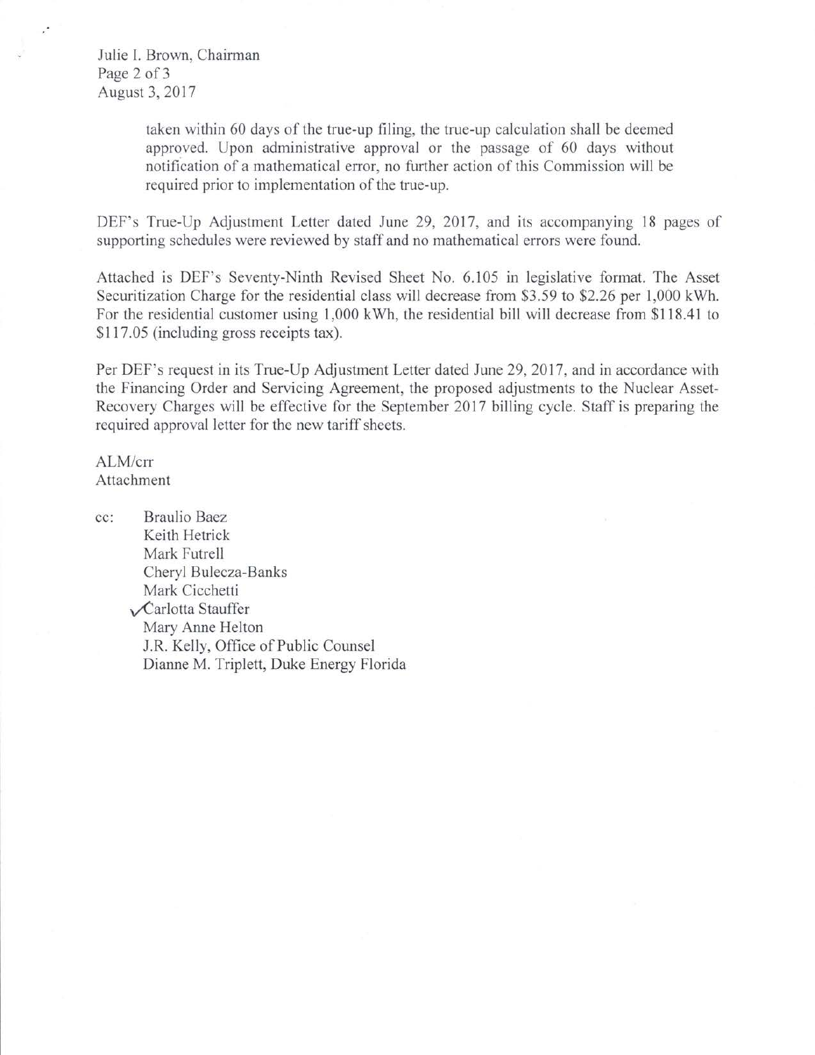taken within 60 days of the true-up filing, the true-up calculation shall be deemed approved. Upon administrative approval or the passage of 60 days without notification of a mathematical error, no further action of this Commission will be required prior to implementation of the true-up.

DEF's True-Up Adjustment Letter dated June 29, 2017, and its accompanying 18 pages of supporting schedules were reviewed by staff and no mathematical errors were found.

Attached is DEF's Seventy-Ninth Revised Sheet No. 6.105 in legislative format. The Asset Securitization Charge for the residential class will decrease from $3.59 to $2.26 per 1,000 kWh. For the residential customer using 1,000 kWh, the residential bill will decrease from $118.41 to $117.05 (including gross receipts tax).

Per DEF's request in its True-Up Adjustment Letter dated June 29, 2017, and in accordance with the Financing Order and Servicing Agreement, the proposed adjustments to the Nuclear Asset-Recovery Charges will be effective for the September 2017 billing cycle. Staff is preparing the required approval letter for the new tariff sheets.

ALM/crr
Attachment

cc: Braulio Baez
Keith Hetrick
Mark Futrell
Cheryl Bulecza-Banks
Mark Cicchetti
✓Carlotta Stauffer
Mary Anne Helton
J.R. Kelly, Office of Public Counsel
Dianne M. Triplett, Duke Energy Florida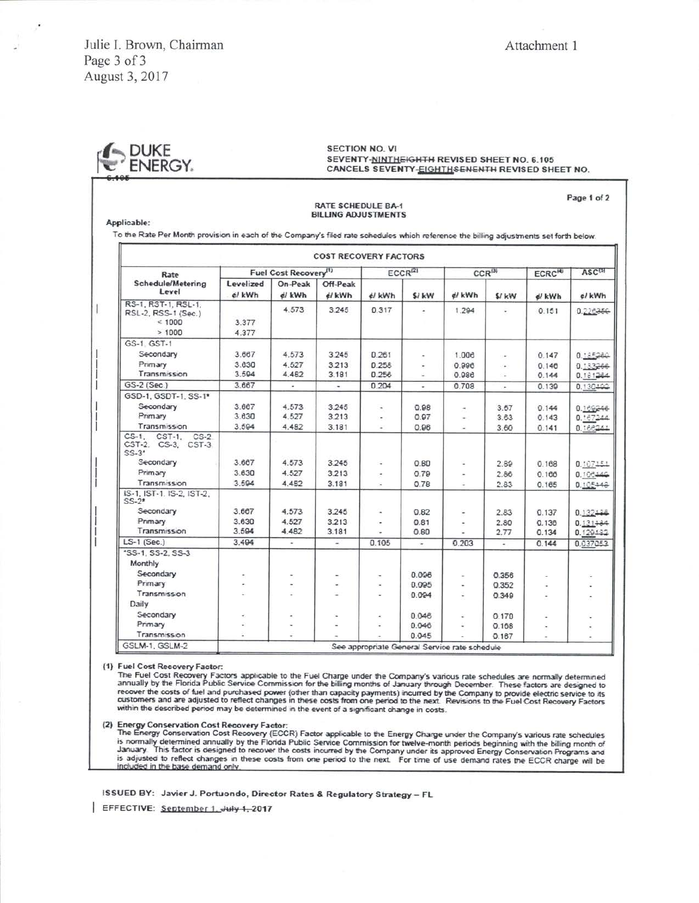Julie I. Brown, Chairman
Page 3 of 3
August 3, 2017

Attachment 1

DUKE ENERGY.

SECTION NO. VI
SEVENTY-NINTHEIGHTH REVISED SHEET NO. 6.105
CANCELS SEVENTY-EIGHTHSEVENTH REVISED SHEET NO. 6.105

Page 1 of 2

RATE SCHEDULE BA-1
BILLING ADJUSTMENTS

Applicable:

To the Rate Per Month provision in each of the Company's filed rate schedules which reference the billing adjustments set forth below.

COST RECOVERY FACTORS

| Rate Schedule/Metering Level | Fuel Cost Recovery[1] | | | ECCR[2] | | CCR[3] | | ECRC[4] | ASC[5] |
|---|---|---|---|---|---|---|---|---|---|
| | Levelized ¢/ kWh | On-Peak ¢/ kWh | Off-Peak ¢/ kWh | ¢/ kWh | $/ kW | ¢/ kWh | $/ kW | ¢/ kWh | ¢/ kWh |
| RS-1, RST-1, RSL-1, RSL-2, RSS-1 (Sec.) | | 4.573 | 3.245 | 0.317 | - | 1.294 | - | 0.151 | 0.226350 |
| < 1000 | 3.377 | | | | | | | | |
| > 1000 | 4.377 | | | | | | | | |
| GS-1, GST-1 | | | | | | | | | |
| Secondary | 3.667 | 4.573 | 3.245 | 0.261 | - | 1.006 | - | 0.147 | 0.185260 |
| Primary | 3.630 | 4.527 | 3.213 | 0.258 | - | 0.996 | - | 0.146 | 0.133266 |
| Transmission | 3.594 | 4.482 | 3.181 | 0.256 | - | 0.986 | - | 0.144 | 0.181264 |
| GS-2 (Sec.) | 3.667 | - | - | 0.204 | - | 0.708 | - | 0.139 | 0.130400 |
| GSD-1, GSDT-1, SS-1* | | | | | | | | | |
| Secondary | 3.667 | 4.573 | 3.245 | - | 0.98 | - | 3.67 | 0.144 | 0.169246 |
| Primary | 3.630 | 4.527 | 3.213 | - | 0.97 | - | 3.63 | 0.143 | 0.167244 |
| Transmission | 3.594 | 4.482 | 3.181 | - | 0.96 | - | 3.60 | 0.141 | 0.166241 |
| CS-1, CST-1, CS-2, CST-2, CS-3, CST-3, SS-3* | | | | | | | | | |
| Secondary | 3.667 | 4.573 | 3.245 | - | 0.80 | - | 2.89 | 0.168 | 0.107151 |
| Primary | 3.630 | 4.527 | 3.213 | - | 0.79 | - | 2.86 | 0.166 | 0.106449 |
| Transmission | 3.594 | 4.482 | 3.181 | - | 0.78 | - | 2.83 | 0.165 | 0.105148 |
| IS-1, IST-1, IS-2, IST-2, SS-2* | | | | | | | | | |
| Secondary | 3.667 | 4.573 | 3.245 | - | 0.82 | - | 2.83 | 0.137 | 0.132186 |
| Primary | 3.630 | 4.527 | 3.213 | - | 0.81 | - | 2.80 | 0.136 | 0.131184 |
| Transmission | 3.594 | 4.482 | 3.181 | - | 0.80 | - | 2.77 | 0.134 | 0.129182 |
| LS-1 (Sec.) | 3.494 | - | - | 0.105 | - | 0.203 | - | 0.144 | 0.037053 |
| *SS-1, SS-2, SS-3 | | | | | | | | | |
| Monthly | | | | | | | | | |
| Secondary | - | - | - | - | 0.096 | - | 0.356 | - | - |
| Primary | - | - | - | - | 0.095 | - | 0.352 | - | - |
| Transmission | - | - | - | - | 0.094 | - | 0.349 | - | - |
| Daily | | | | | | | | | |
| Secondary | - | - | - | - | 0.046 | - | 0.170 | - | - |
| Primary | - | - | - | - | 0.046 | - | 0.168 | - | - |
| Transmission | - | - | - | - | 0.045 | - | 0.167 | - | - |
| GSLM-1, GSLM-2 | See appropriate General Service rate schedule | | | | | | | | |

(1) Fuel Cost Recovery Factor:
The Fuel Cost Recovery Factors applicable to the Fuel Charge under the Company's various rate schedules are normally determined annually by the Florida Public Service Commission for the billing months of January through December. These factors are designed to recover the costs of fuel and purchased power (other than capacity payments) incurred by the Company to provide electric service to its customers and are adjusted to reflect changes in these costs from one period to the next. Revisions to the Fuel Cost Recovery Factors within the described period may be determined in the event of a significant change in costs.

(2) Energy Conservation Cost Recovery Factor:
The Energy Conservation Cost Recovery (ECCR) Factor applicable to the Energy Charge under the Company's various rate schedules is normally determined annually by the Florida Public Service Commission for twelve-month periods beginning with the billing month of January. This factor is designed to recover the costs incurred by the Company under its approved Energy Conservation Programs and is adjusted to reflect changes in these costs from one period to the next. For time of use demand rates the ECCR charge will be included in the base demand only.

ISSUED BY: Javier J. Portuondo, Director Rates & Regulatory Strategy – FL

EFFECTIVE: September 1, July 1, 2017